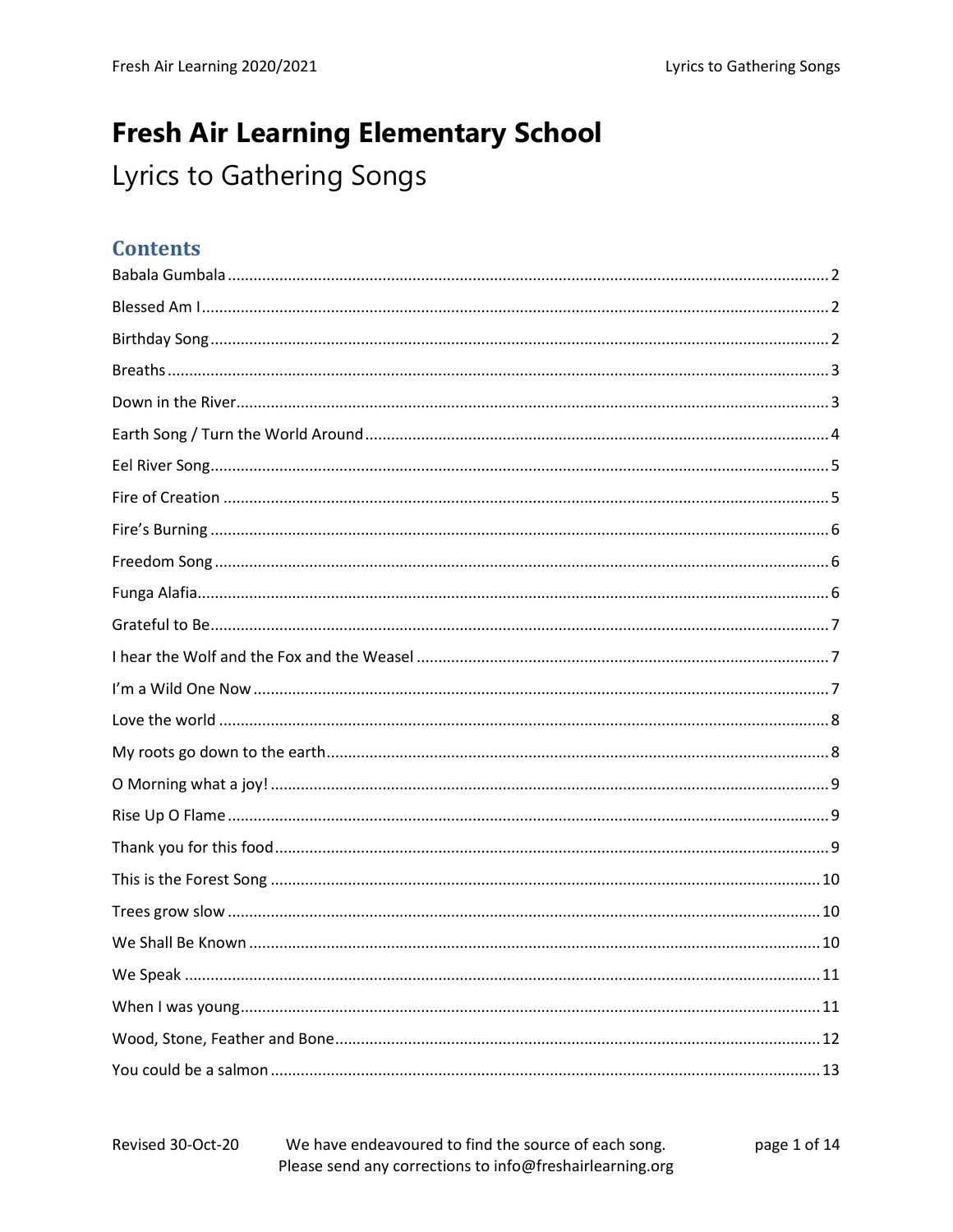# Fresh Air Learning Elementary School

## Lyrics to Gathering Songs

### Contents

| | |
|---|---|
| Babala Gumbala | 2 |
| Blessed Am I | 2 |
| Birthday Song | 2 |
| Breaths | 3 |
| Down in the River | 3 |
| Earth Song / Turn the World Around | 4 |
| Eel River Song | 5 |
| Fire of Creation | 5 |
| Fire's Burning | 6 |
| Freedom Song | 6 |
| Funga Alafia | 6 |
| Grateful to Be | 7 |
| I hear the Wolf and the Fox and the Weasel | 7 |
| I'm a Wild One Now | 7 |
| Love the world | 8 |
| My roots go down to the earth | 8 |
| O Morning what a joy! | 9 |
| Rise Up O Flame | 9 |
| Thank you for this food | 9 |
| This is the Forest Song | 10 |
| Trees grow slow | 10 |
| We Shall Be Known | 10 |
| We Speak | 11 |
| When I was young | 11 |
| Wood, Stone, Feather and Bone | 12 |
| You could be a salmon | 13 |

Revised 30-Oct-20

We have endeavoured to find the source of each song.
Please send any corrections to info@freshairlearning.org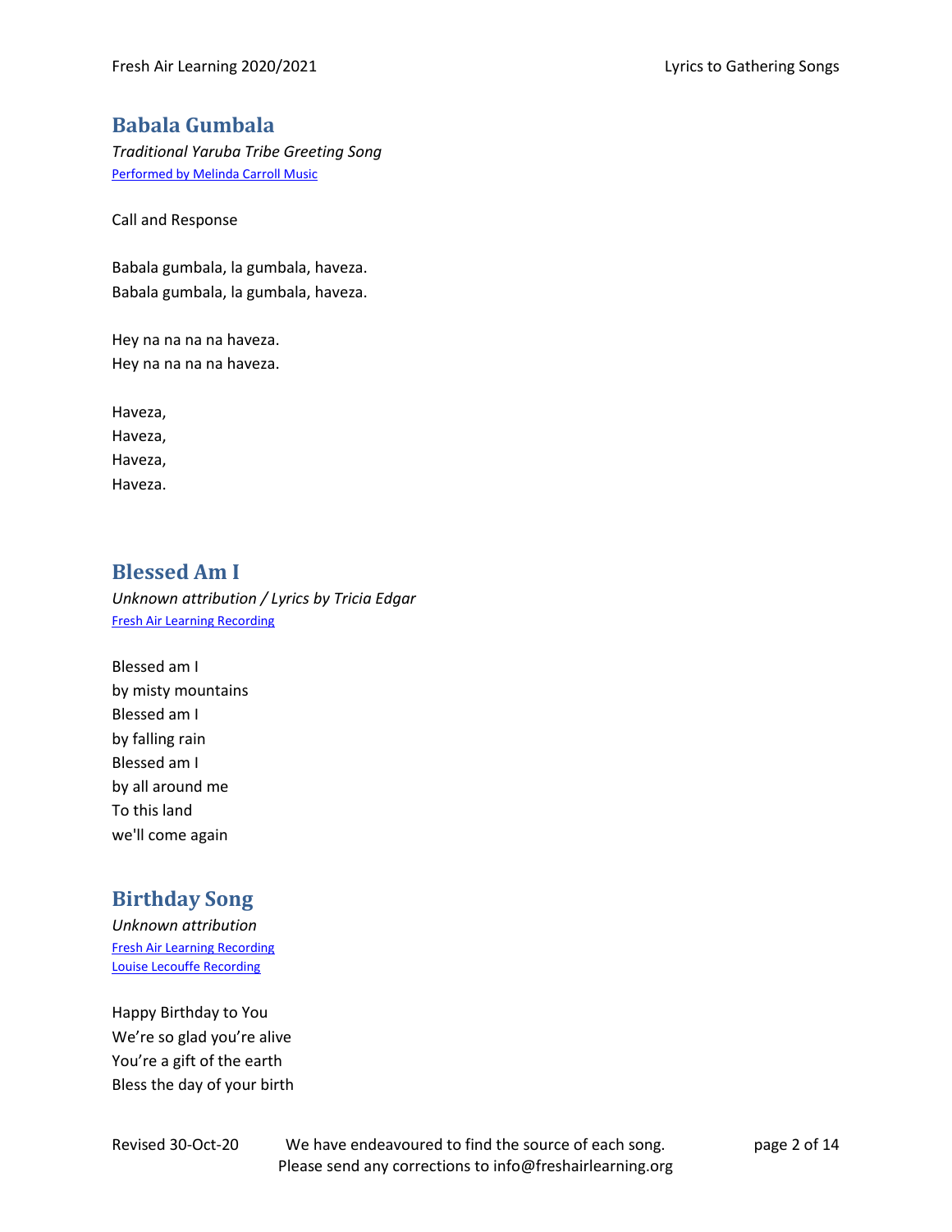## Babala Gumbala

*Traditional Yaruba Tribe Greeting Song*

Performed by Melinda Carroll Music

Call and Response

Babala gumbala, la gumbala, haveza.
Babala gumbala, la gumbala, haveza.

Hey na na na na haveza.
Hey na na na na haveza.

Haveza,
Haveza,
Haveza,
Haveza.

## Blessed Am I

*Unknown attribution / Lyrics by Tricia Edgar*

Fresh Air Learning Recording

Blessed am I
by misty mountains
Blessed am I
by falling rain
Blessed am I
by all around me
To this land
we'll come again

## Birthday Song

*Unknown attribution*

Fresh Air Learning Recording
Louise Lecouffe Recording

Happy Birthday to You
We're so glad you're alive
You're a gift of the earth
Bless the day of your birth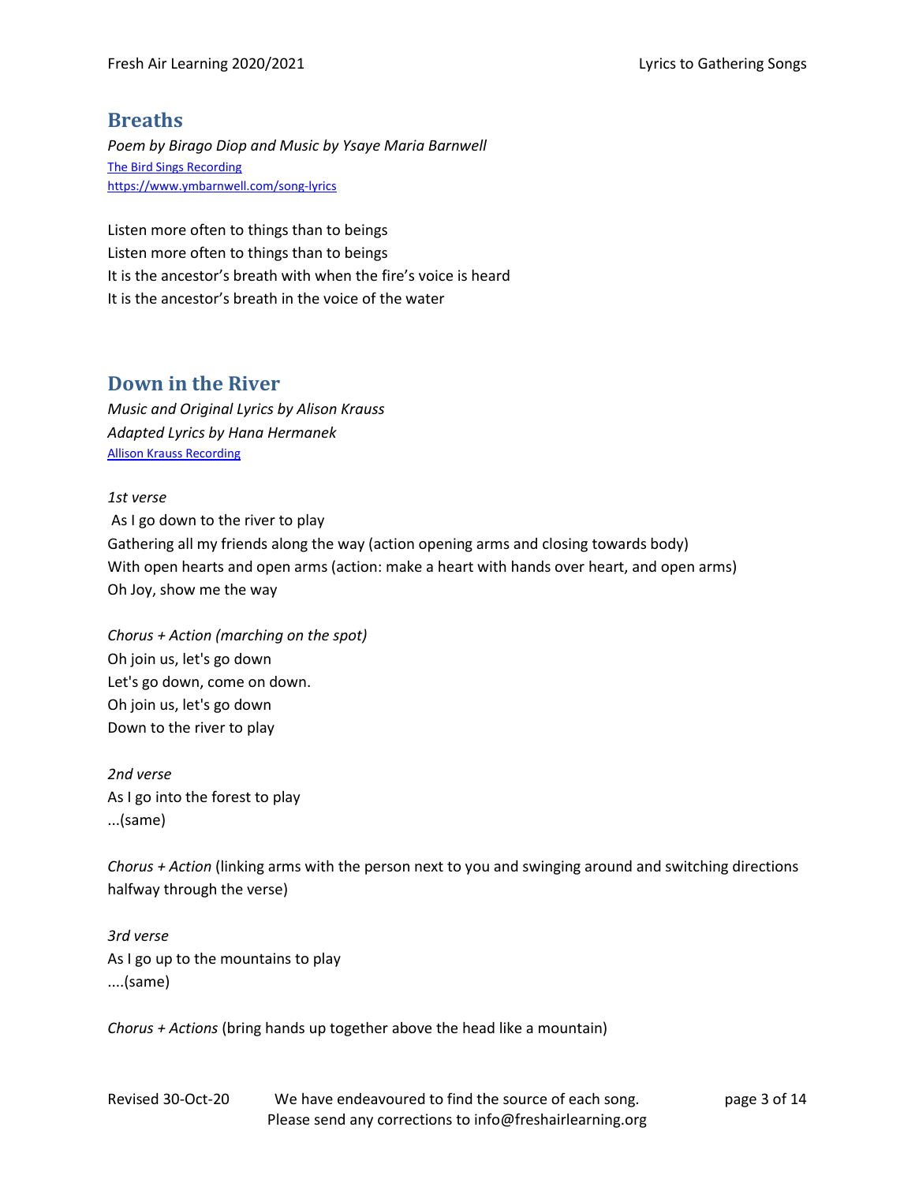## Breaths

*Poem by Birago Diop and Music by Ysaye Maria Barnwell*

[The Bird Sings Recording](#)

https://www.ymbarnwell.com/song-lyrics

Listen more often to things than to beings
Listen more often to things than to beings
It is the ancestor's breath with when the fire's voice is heard
It is the ancestor's breath in the voice of the water

## Down in the River

*Music and Original Lyrics by Alison Krauss*
*Adapted Lyrics by Hana Hermanek*

[Allison Krauss Recording](#)

*1st verse*
As I go down to the river to play
Gathering all my friends along the way (action opening arms and closing towards body)
With open hearts and open arms (action: make a heart with hands over heart, and open arms)
Oh Joy, show me the way

*Chorus + Action (marching on the spot)*
Oh join us, let's go down
Let's go down, come on down.
Oh join us, let's go down
Down to the river to play

*2nd verse*
As I go into the forest to play
...(same)

*Chorus + Action* (linking arms with the person next to you and swinging around and switching directions halfway through the verse)

*3rd verse*
As I go up to the mountains to play
....(same)

*Chorus + Actions* (bring hands up together above the head like a mountain)

Revised 30-Oct-20 We have endeavoured to find the source of each song. Please send any corrections to info@freshairlearning.org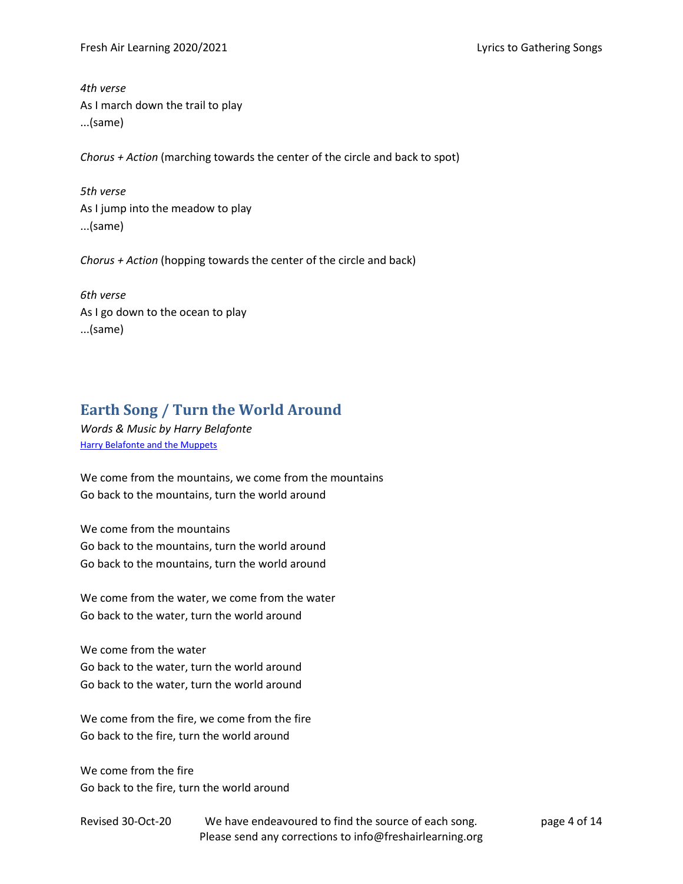*4th verse*
As I march down the trail to play
...(same)

*Chorus + Action* (marching towards the center of the circle and back to spot)

*5th verse*
As I jump into the meadow to play
...(same)

*Chorus + Action* (hopping towards the center of the circle and back)

*6th verse*
As I go down to the ocean to play
...(same)

## Earth Song / Turn the World Around

*Words & Music by Harry Belafonte*
[Harry Belafonte and the Muppets]

We come from the mountains, we come from the mountains
Go back to the mountains, turn the world around

We come from the mountains
Go back to the mountains, turn the world around
Go back to the mountains, turn the world around

We come from the water, we come from the water
Go back to the water, turn the world around

We come from the water
Go back to the water, turn the world around
Go back to the water, turn the world around

We come from the fire, we come from the fire
Go back to the fire, turn the world around

We come from the fire
Go back to the fire, turn the world around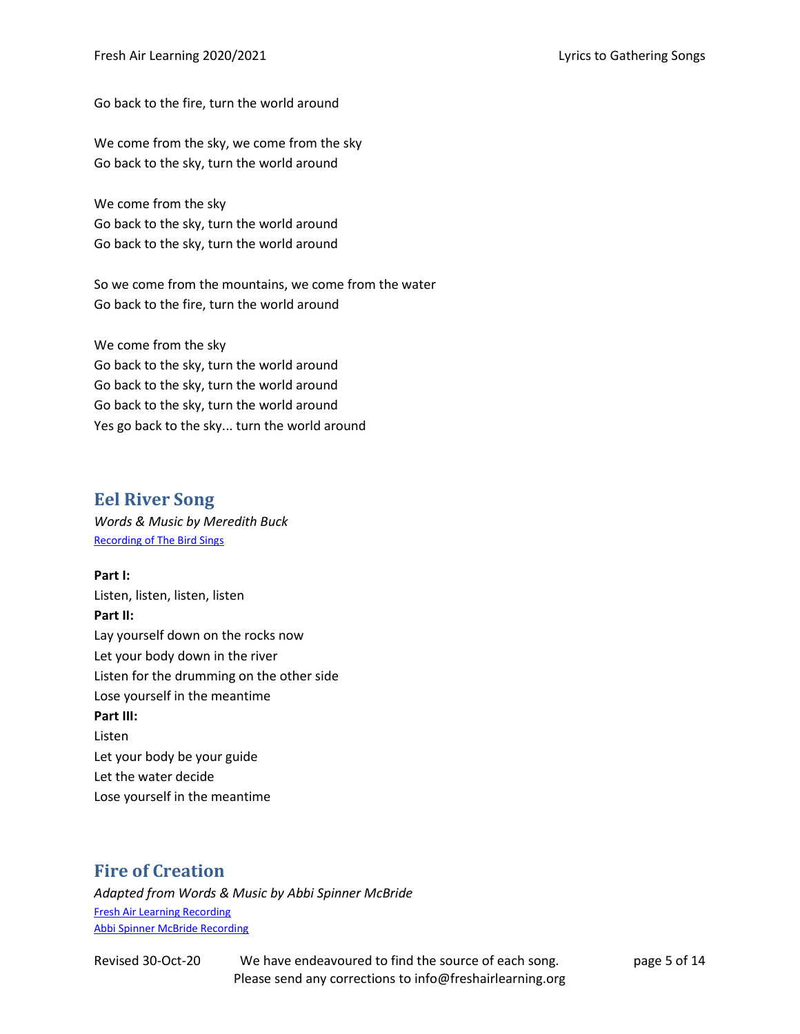Go back to the fire, turn the world around

We come from the sky, we come from the sky
Go back to the sky, turn the world around

We come from the sky
Go back to the sky, turn the world around
Go back to the sky, turn the world around

So we come from the mountains, we come from the water
Go back to the fire, turn the world around

We come from the sky
Go back to the sky, turn the world around
Go back to the sky, turn the world around
Go back to the sky, turn the world around
Yes go back to the sky... turn the world around

## Eel River Song

*Words & Music by Meredith Buck*
Recording of The Bird Sings

**Part I:**
Listen, listen, listen, listen
**Part II:**
Lay yourself down on the rocks now
Let your body down in the river
Listen for the drumming on the other side
Lose yourself in the meantime
**Part III:**
Listen
Let your body be your guide
Let the water decide
Lose yourself in the meantime

## Fire of Creation

*Adapted from Words & Music by Abbi Spinner McBride*
Fresh Air Learning Recording
Abbi Spinner McBride Recording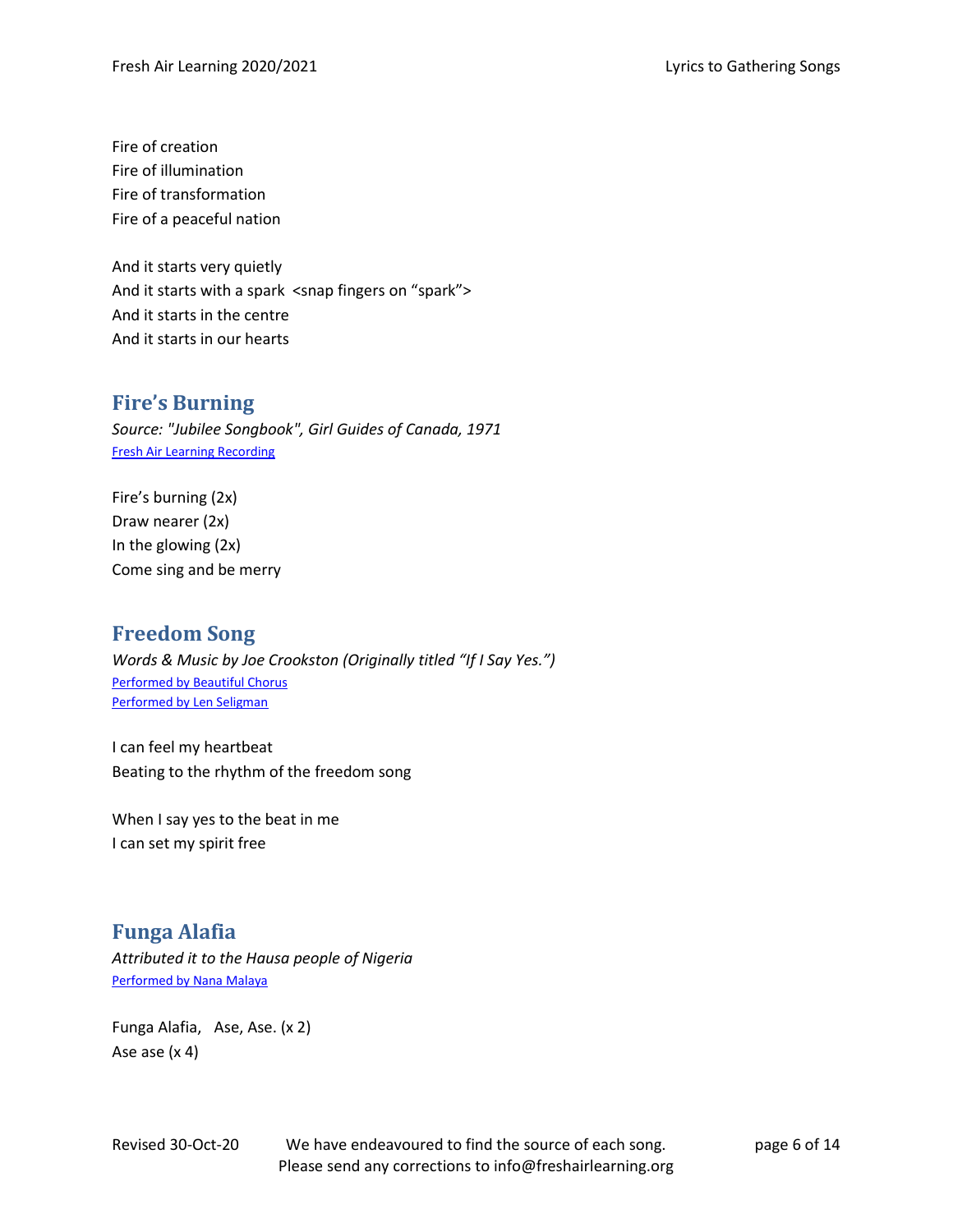Fire of creation
Fire of illumination
Fire of transformation
Fire of a peaceful nation

And it starts very quietly
And it starts with a spark <snap fingers on "spark">
And it starts in the centre
And it starts in our hearts

## Fire's Burning

*Source: "Jubilee Songbook", Girl Guides of Canada, 1971*
Fresh Air Learning Recording

Fire's burning (2x)
Draw nearer (2x)
In the glowing (2x)
Come sing and be merry

## Freedom Song

*Words & Music by Joe Crookston (Originally titled "If I Say Yes.")*
Performed by Beautiful Chorus
Performed by Len Seligman

I can feel my heartbeat
Beating to the rhythm of the freedom song

When I say yes to the beat in me
I can set my spirit free

## Funga Alafia

*Attributed it to the Hausa people of Nigeria*
Performed by Nana Malaya

Funga Alafia, Ase, Ase. (x 2)
Ase ase (x 4)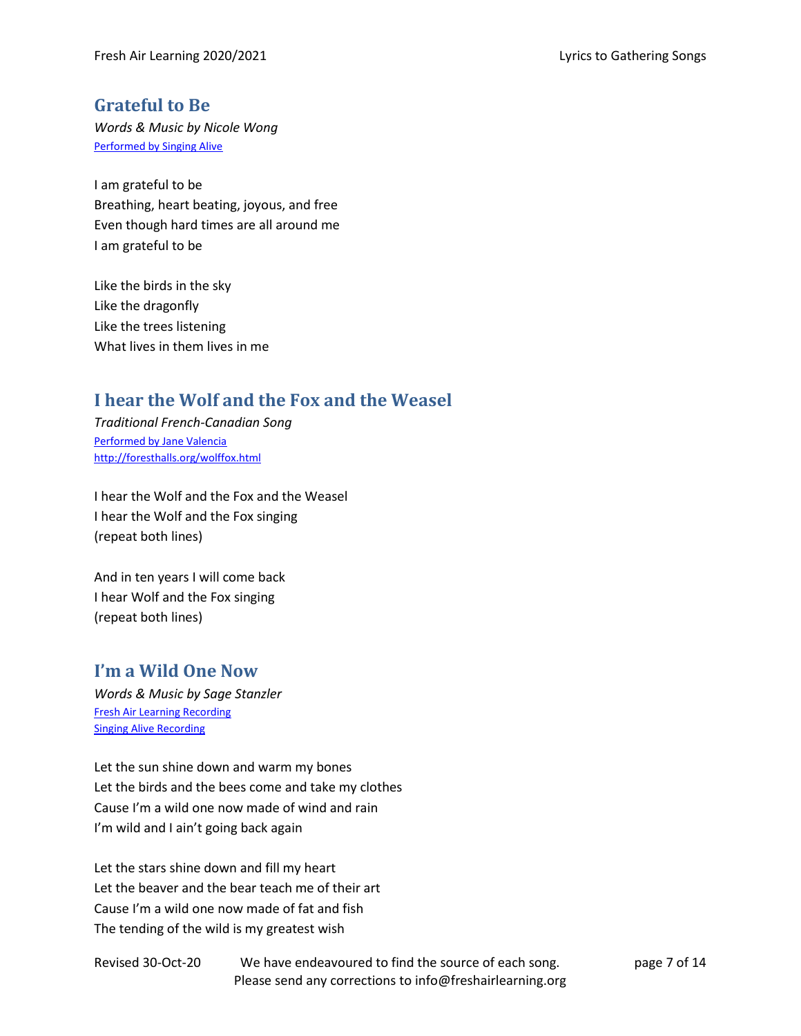## Grateful to Be

*Words & Music by Nicole Wong*
[Performed by Singing Alive]

I am grateful to be
Breathing, heart beating, joyous, and free
Even though hard times are all around me
I am grateful to be

Like the birds in the sky
Like the dragonfly
Like the trees listening
What lives in them lives in me

## I hear the Wolf and the Fox and the Weasel

*Traditional French-Canadian Song*
[Performed by Jane Valencia]
http://foresthalls.org/wolffox.html

I hear the Wolf and the Fox and the Weasel
I hear the Wolf and the Fox singing
(repeat both lines)

And in ten years I will come back
I hear Wolf and the Fox singing
(repeat both lines)

## I'm a Wild One Now

*Words & Music by Sage Stanzler*
[Fresh Air Learning Recording]
[Singing Alive Recording]

Let the sun shine down and warm my bones
Let the birds and the bees come and take my clothes
Cause I'm a wild one now made of wind and rain
I'm wild and I ain't going back again

Let the stars shine down and fill my heart
Let the beaver and the bear teach me of their art
Cause I'm a wild one now made of fat and fish
The tending of the wild is my greatest wish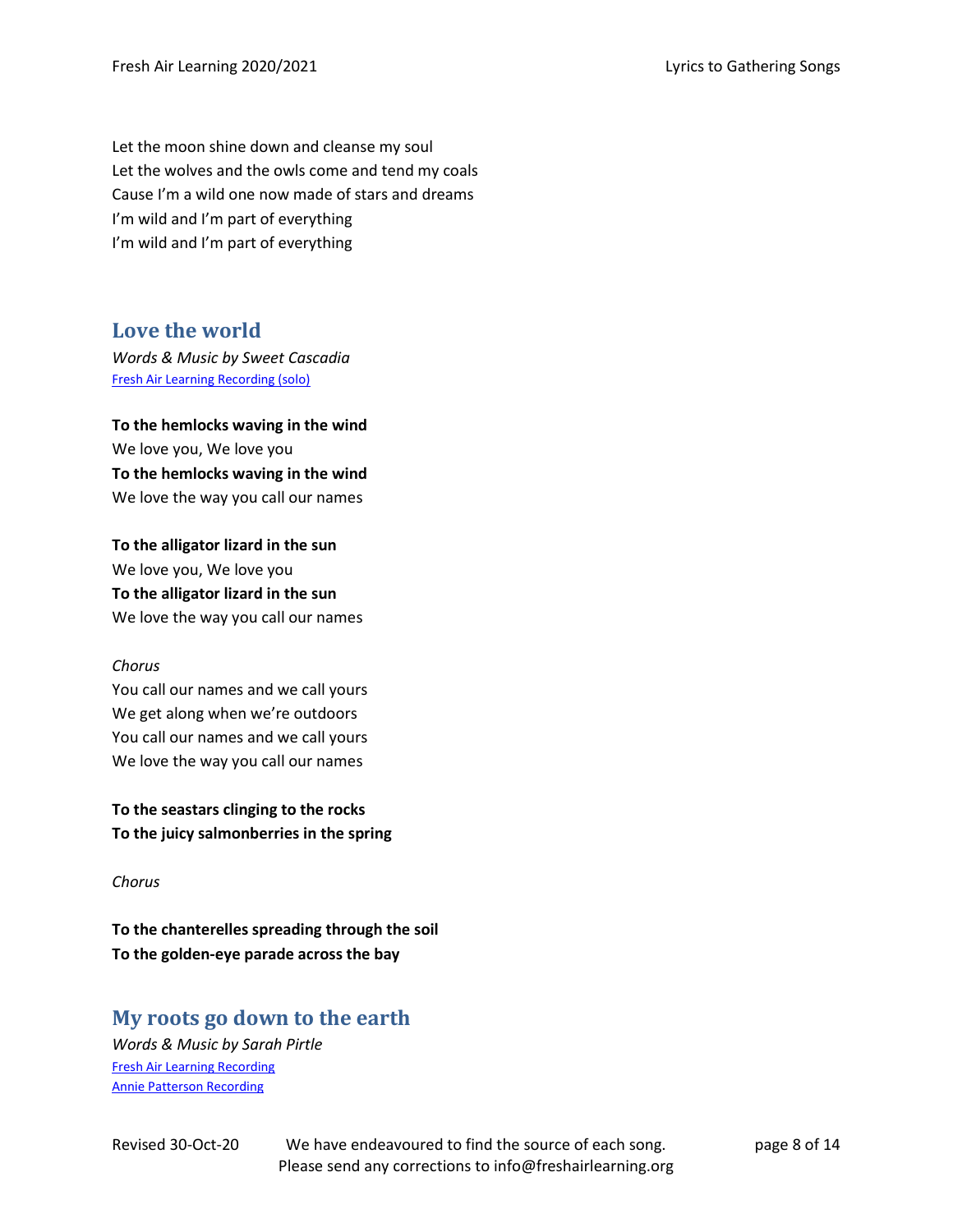Let the moon shine down and cleanse my soul
Let the wolves and the owls come and tend my coals
Cause I'm a wild one now made of stars and dreams
I'm wild and I'm part of everything
I'm wild and I'm part of everything

## Love the world

*Words & Music by Sweet Cascadia*
[Fresh Air Learning Recording (solo)]

**To the hemlocks waving in the wind**
We love you, We love you
**To the hemlocks waving in the wind**
We love the way you call our names

**To the alligator lizard in the sun**
We love you, We love you
**To the alligator lizard in the sun**
We love the way you call our names

*Chorus*
You call our names and we call yours
We get along when we're outdoors
You call our names and we call yours
We love the way you call our names

**To the seastars clinging to the rocks**
**To the juicy salmonberries in the spring**

*Chorus*

**To the chanterelles spreading through the soil**
**To the golden-eye parade across the bay**

## My roots go down to the earth

*Words & Music by Sarah Pirtle*
[Fresh Air Learning Recording]
[Annie Patterson Recording]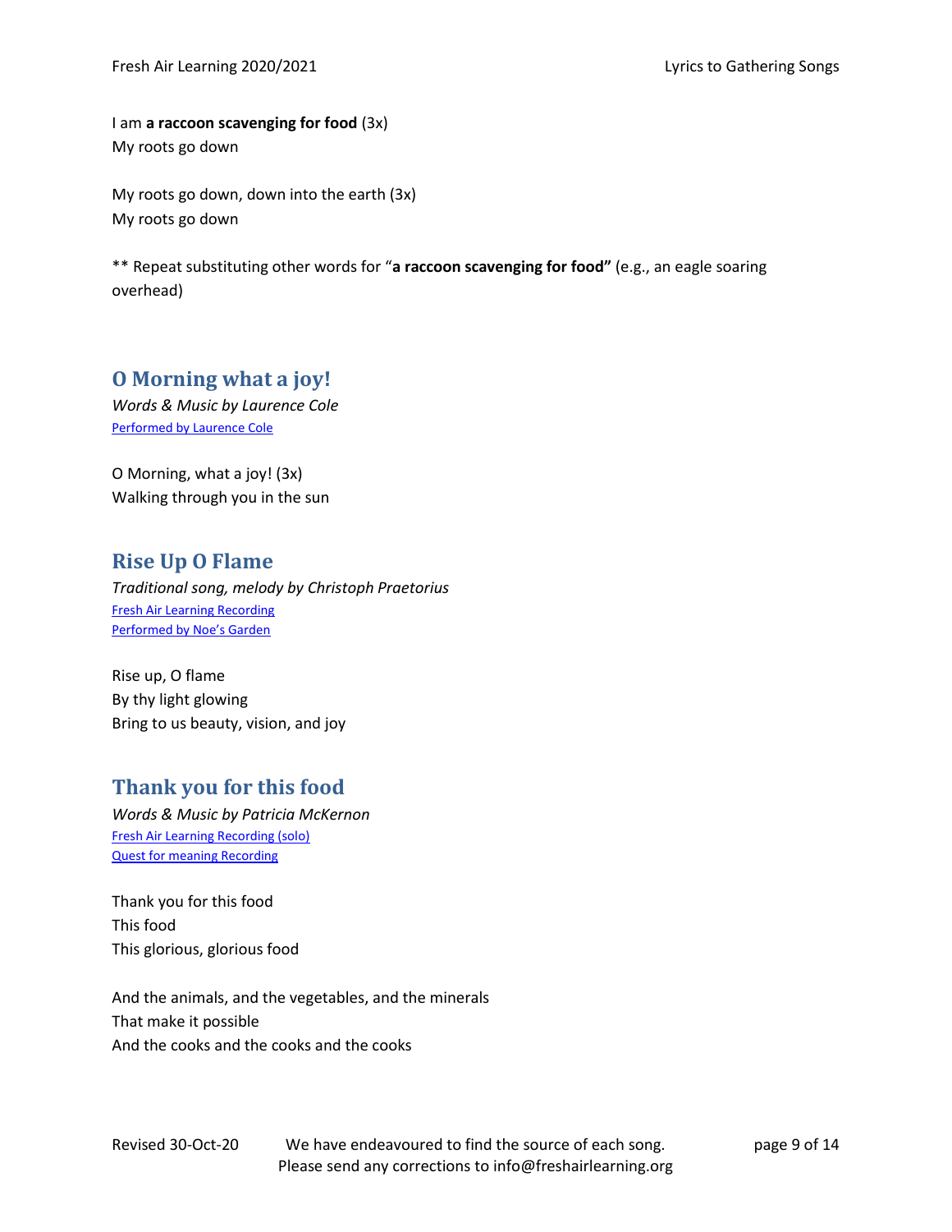I am **a raccoon scavenging for food** (3x)
My roots go down

My roots go down, down into the earth (3x)
My roots go down

** Repeat substituting other words for "**a raccoon scavenging for food"** (e.g., an eagle soaring overhead)

## O Morning what a joy!

*Words & Music by Laurence Cole*
Performed by Laurence Cole

O Morning, what a joy! (3x)
Walking through you in the sun

## Rise Up O Flame

*Traditional song, melody by Christoph Praetorius*
Fresh Air Learning Recording
Performed by Noe's Garden

Rise up, O flame
By thy light glowing
Bring to us beauty, vision, and joy

## Thank you for this food

*Words & Music by Patricia McKernon*
Fresh Air Learning Recording (solo)
Quest for meaning Recording

Thank you for this food
This food
This glorious, glorious food

And the animals, and the vegetables, and the minerals
That make it possible
And the cooks and the cooks and the cooks

Revised 30-Oct-20 We have endeavoured to find the source of each song. Please send any corrections to info@freshairlearning.org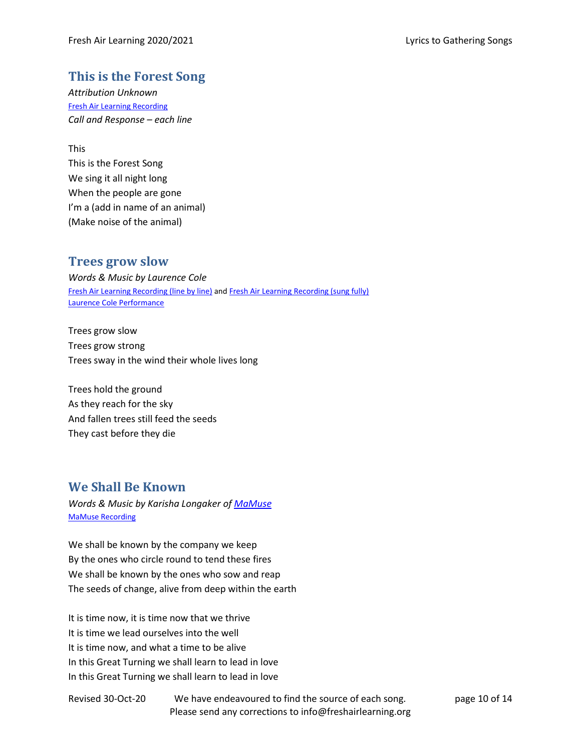## This is the Forest Song

*Attribution Unknown*

Fresh Air Learning Recording

*Call and Response – each line*

This
This is the Forest Song
We sing it all night long
When the people are gone
I'm a (add in name of an animal)
(Make noise of the animal)

## Trees grow slow

*Words & Music by Laurence Cole*

Fresh Air Learning Recording (line by line) and Fresh Air Learning Recording (sung fully)
Laurence Cole Performance

Trees grow slow
Trees grow strong
Trees sway in the wind their whole lives long

Trees hold the ground
As they reach for the sky
And fallen trees still feed the seeds
They cast before they die

## We Shall Be Known

*Words & Music by Karisha Longaker of MaMuse*

MaMuse Recording

We shall be known by the company we keep
By the ones who circle round to tend these fires
We shall be known by the ones who sow and reap
The seeds of change, alive from deep within the earth

It is time now, it is time now that we thrive
It is time we lead ourselves into the well
It is time now, and what a time to be alive
In this Great Turning we shall learn to lead in love
In this Great Turning we shall learn to lead in love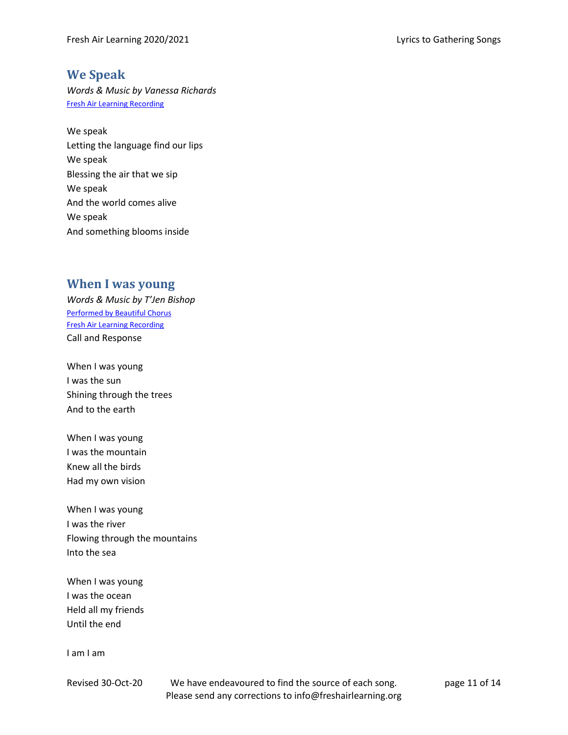## We Speak

*Words & Music by Vanessa Richards*
[Fresh Air Learning Recording]

We speak
Letting the language find our lips
We speak
Blessing the air that we sip
We speak
And the world comes alive
We speak
And something blooms inside

## When I was young

*Words & Music by T'Jen Bishop*
[Performed by Beautiful Chorus]
[Fresh Air Learning Recording]
Call and Response

When I was young
I was the sun
Shining through the trees
And to the earth

When I was young
I was the mountain
Knew all the birds
Had my own vision

When I was young
I was the river
Flowing through the mountains
Into the sea

When I was young
I was the ocean
Held all my friends
Until the end

I am I am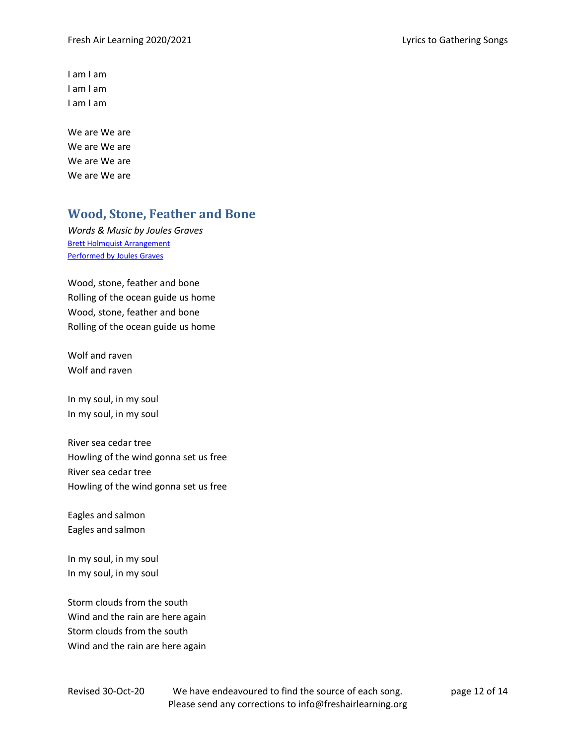I am I am
I am I am
I am I am

We are We are
We are We are
We are We are
We are We are

## Wood, Stone, Feather and Bone

*Words & Music by Joules Graves*
Brett Holmquist Arrangement
Performed by Joules Graves

Wood, stone, feather and bone
Rolling of the ocean guide us home
Wood, stone, feather and bone
Rolling of the ocean guide us home

Wolf and raven
Wolf and raven

In my soul, in my soul
In my soul, in my soul

River sea cedar tree
Howling of the wind gonna set us free
River sea cedar tree
Howling of the wind gonna set us free

Eagles and salmon
Eagles and salmon

In my soul, in my soul
In my soul, in my soul

Storm clouds from the south
Wind and the rain are here again
Storm clouds from the south
Wind and the rain are here again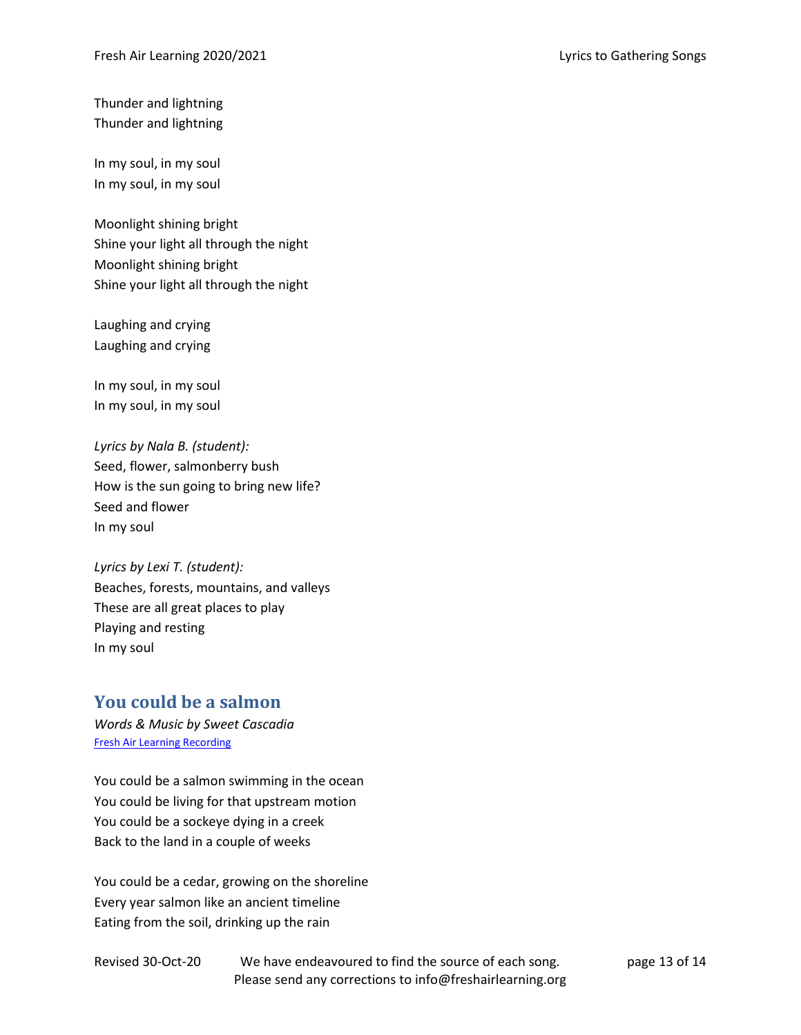Thunder and lightning
Thunder and lightning

In my soul, in my soul
In my soul, in my soul

Moonlight shining bright
Shine your light all through the night
Moonlight shining bright
Shine your light all through the night

Laughing and crying
Laughing and crying

In my soul, in my soul
In my soul, in my soul

*Lyrics by Nala B. (student):*
Seed, flower, salmonberry bush
How is the sun going to bring new life?
Seed and flower
In my soul

*Lyrics by Lexi T. (student):*
Beaches, forests, mountains, and valleys
These are all great places to play
Playing and resting
In my soul

## You could be a salmon

*Words & Music by Sweet Cascadia*
Fresh Air Learning Recording

You could be a salmon swimming in the ocean
You could be living for that upstream motion
You could be a sockeye dying in a creek
Back to the land in a couple of weeks

You could be a cedar, growing on the shoreline
Every year salmon like an ancient timeline
Eating from the soil, drinking up the rain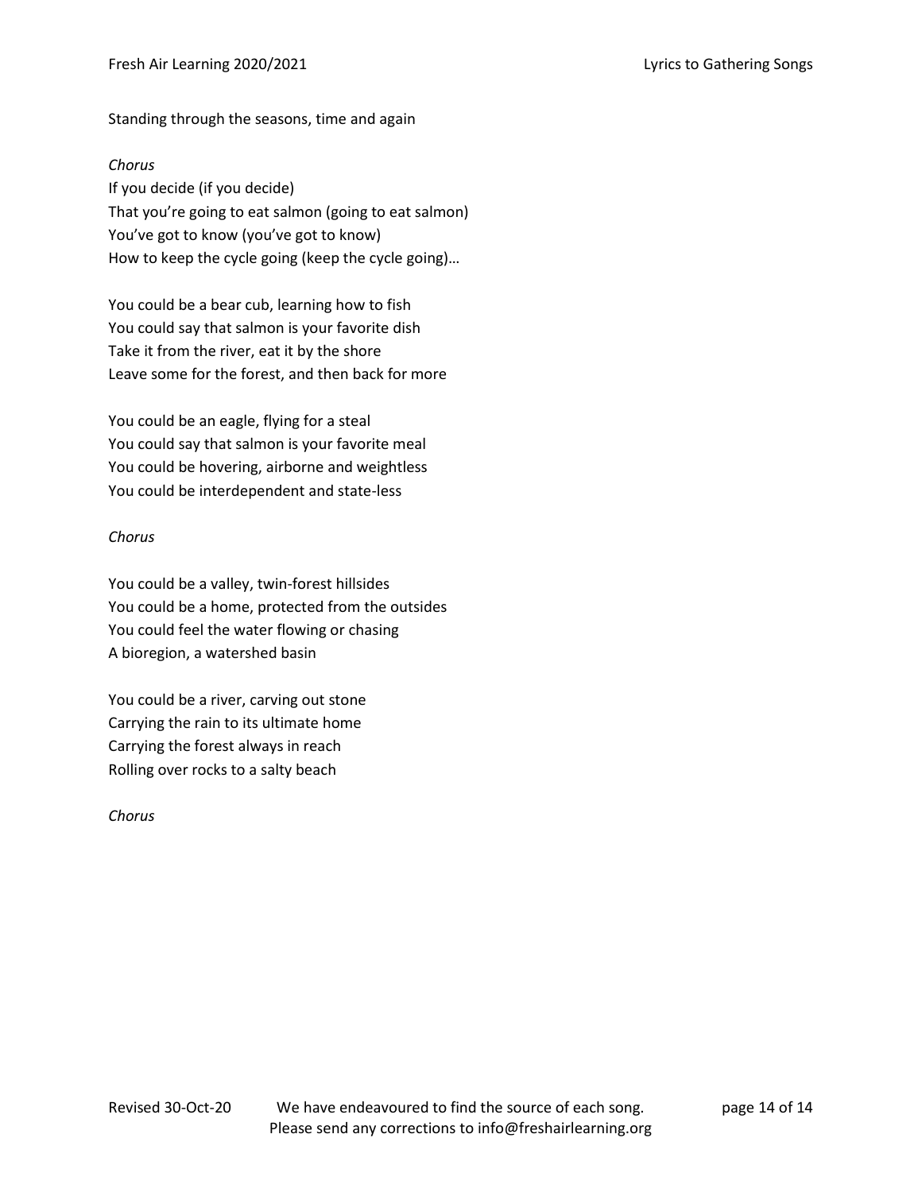Standing through the seasons, time and again

*Chorus*
If you decide (if you decide)
That you're going to eat salmon (going to eat salmon)
You've got to know (you've got to know)
How to keep the cycle going (keep the cycle going)…

You could be a bear cub, learning how to fish
You could say that salmon is your favorite dish
Take it from the river, eat it by the shore
Leave some for the forest, and then back for more

You could be an eagle, flying for a steal
You could say that salmon is your favorite meal
You could be hovering, airborne and weightless
You could be interdependent and state-less

*Chorus*

You could be a valley, twin-forest hillsides
You could be a home, protected from the outsides
You could feel the water flowing or chasing
A bioregion, a watershed basin

You could be a river, carving out stone
Carrying the rain to its ultimate home
Carrying the forest always in reach
Rolling over rocks to a salty beach

*Chorus*